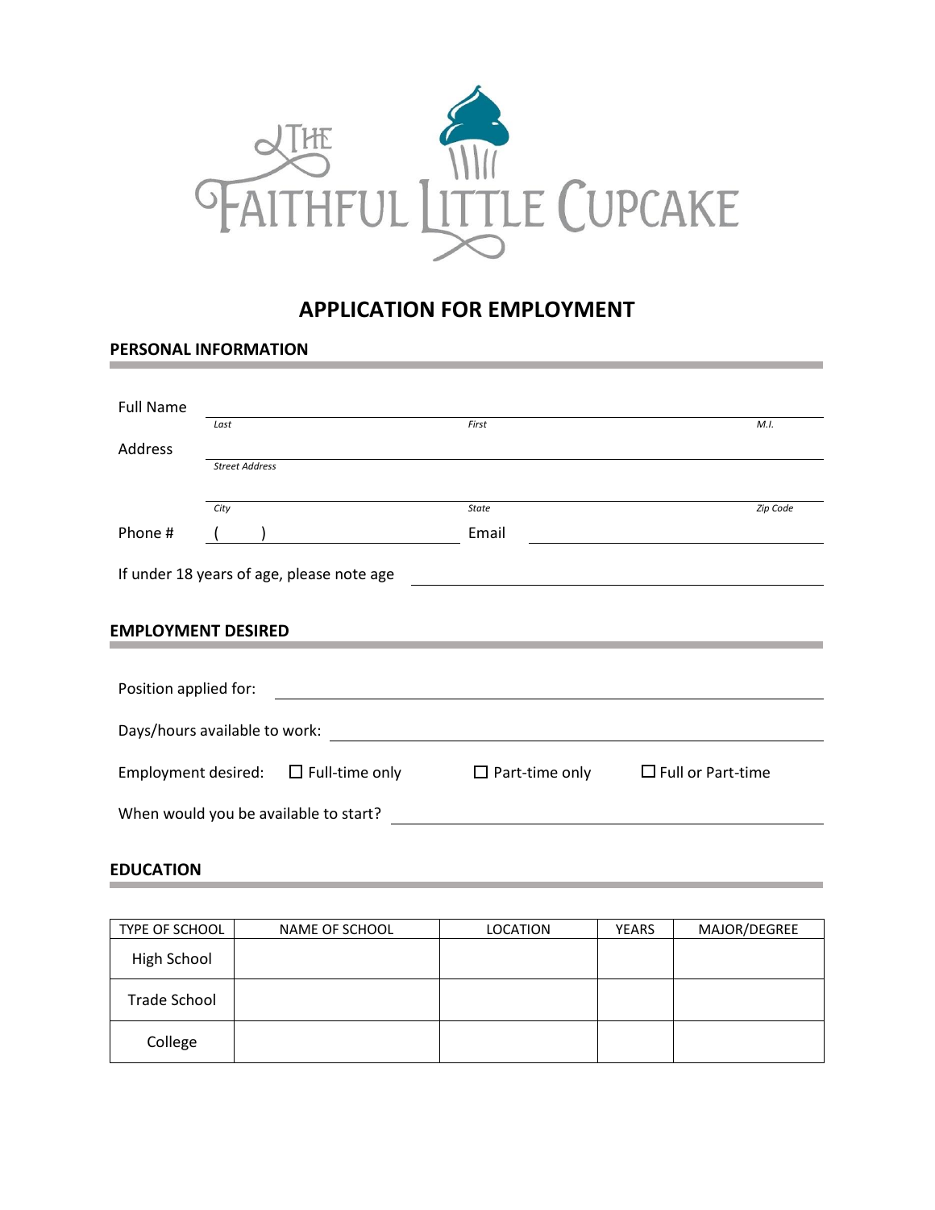# THE FAITHFUL LITTLE CUPCAKE

## APPLICATION FOR EMPLOYMENT

### PERSONAL INFORMATION

Full Name ______________________________________________
*Last* *First* *M.I.*

Address ______________________________________________
*Street Address*

______________________________________________
*City* *State* *Zip Code*

Phone # (     ) ____________________ Email ____________________

If under 18 years of age, please note age ____________________

### EMPLOYMENT DESIRED

Position applied for: ____________________

Days/hours available to work: ____________________

Employment desired: ☐ Full-time only ☐ Part-time only ☐ Full or Part-time

When would you be available to start? ____________________

### EDUCATION

| TYPE OF SCHOOL | NAME OF SCHOOL | LOCATION | YEARS | MAJOR/DEGREE |
|---|---|---|---|---|
| High School | | | | |
| Trade School | | | | |
| College | | | | |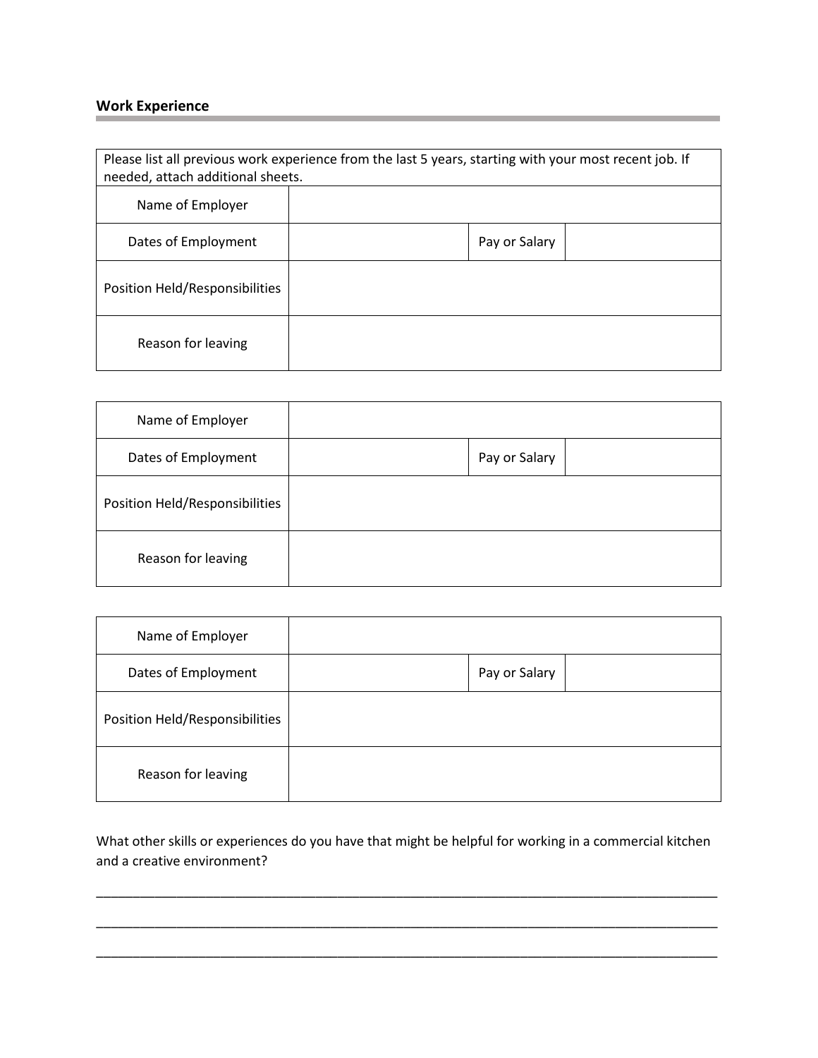## Work Experience

Please list all previous work experience from the last 5 years, starting with your most recent job. If needed, attach additional sheets.

| | | | |
|---|---|---|---|
| Name of Employer | | | |
| Dates of Employment | | Pay or Salary | |
| Position Held/Responsibilities | | | |
| Reason for leaving | | | |

| | | | |
|---|---|---|---|
| Name of Employer | | | |
| Dates of Employment | | Pay or Salary | |
| Position Held/Responsibilities | | | |
| Reason for leaving | | | |

| | | | |
|---|---|---|---|
| Name of Employer | | | |
| Dates of Employment | | Pay or Salary | |
| Position Held/Responsibilities | | | |
| Reason for leaving | | | |

What other skills or experiences do you have that might be helpful for working in a commercial kitchen and a creative environment?

______________________________________________________________________________

______________________________________________________________________________

______________________________________________________________________________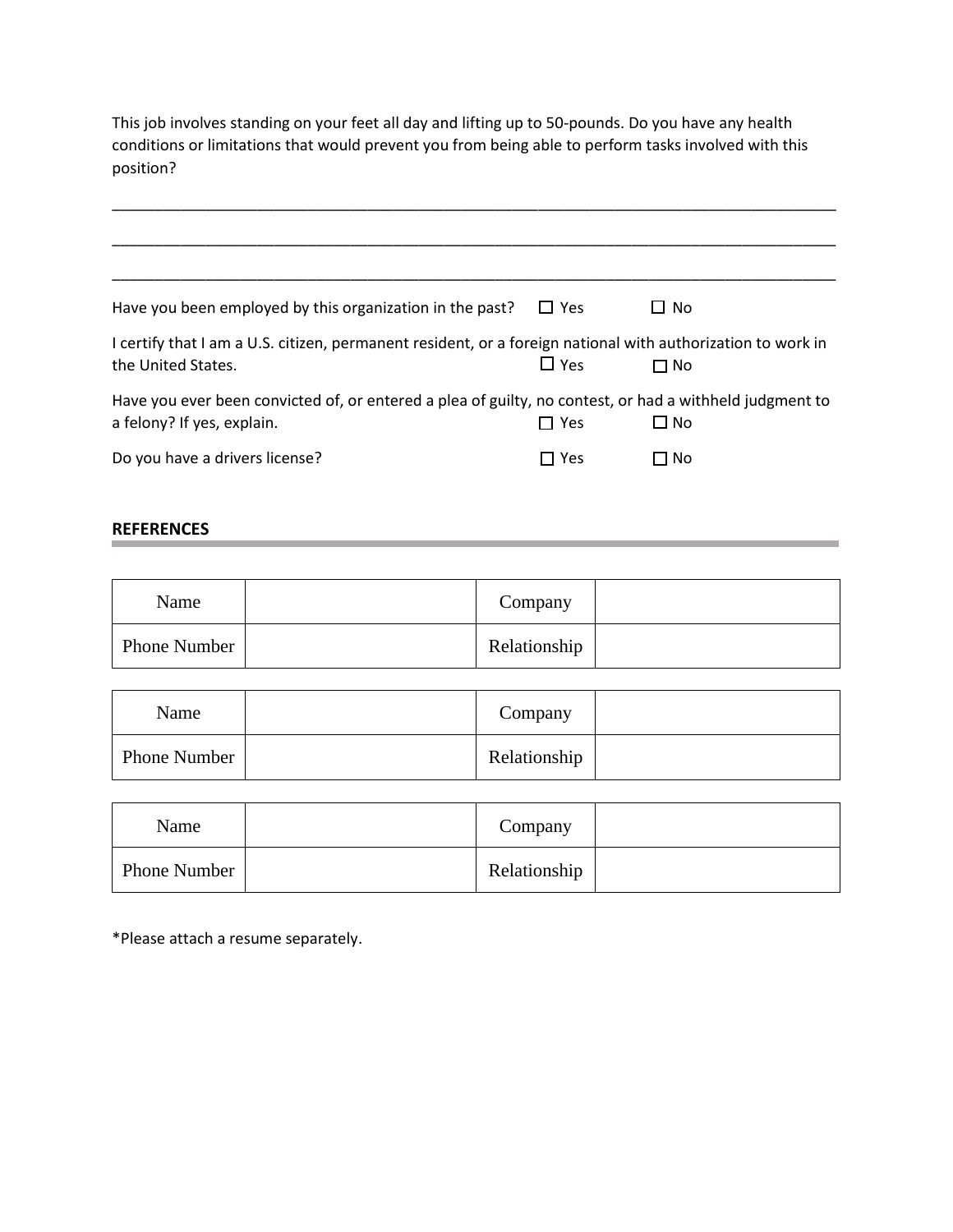This job involves standing on your feet all day and lifting up to 50-pounds. Do you have any health conditions or limitations that would prevent you from being able to perform tasks involved with this position?

_______________________________________________________________________________________

_______________________________________________________________________________________

_______________________________________________________________________________________

Have you been employed by this organization in the past? ☐ Yes ☐ No

I certify that I am a U.S. citizen, permanent resident, or a foreign national with authorization to work in the United States. ☐ Yes ☐ No

Have you ever been convicted of, or entered a plea of guilty, no contest, or had a withheld judgment to a felony? If yes, explain. ☐ Yes ☐ No

Do you have a drivers license? ☐ Yes ☐ No

## REFERENCES

| | | | |
|---|---|---|---|
| Name | | Company | |
| Phone Number | | Relationship | |

| | | | |
|---|---|---|---|
| Name | | Company | |
| Phone Number | | Relationship | |

| | | | |
|---|---|---|---|
| Name | | Company | |
| Phone Number | | Relationship | |

*Please attach a resume separately.